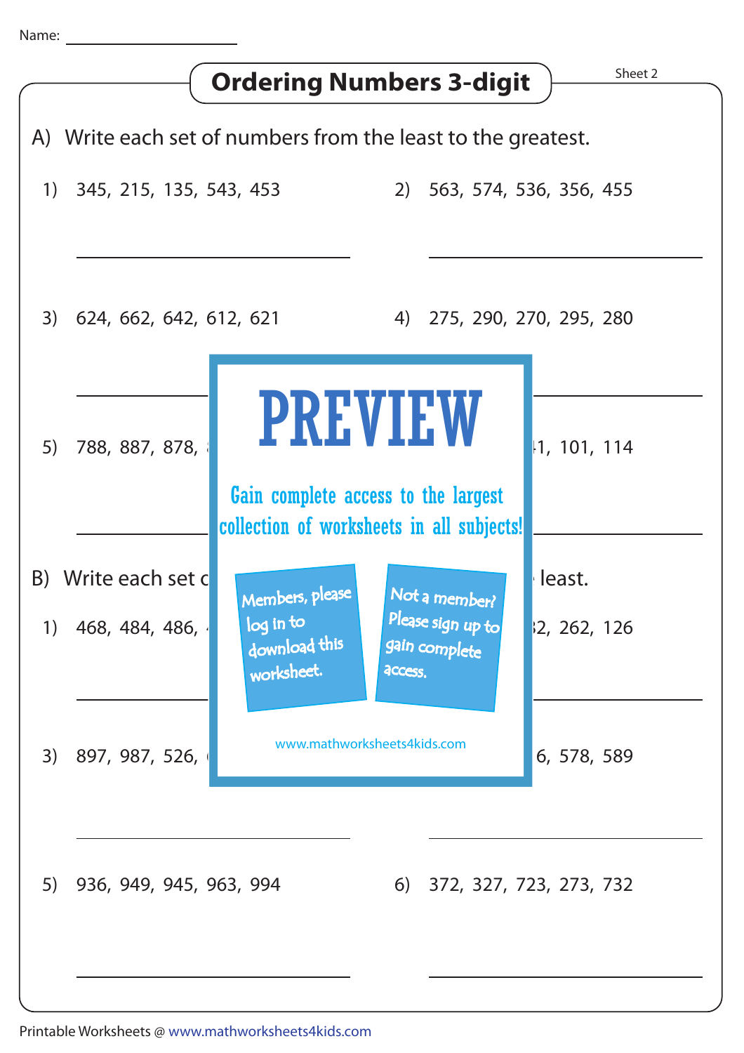Name: ____________________

# Ordering Numbers 3-digit

Sheet 2

A) Write each set of numbers from the least to the greatest.

1) 345, 215, 135, 543, 453

_______________________

2) 563, 574, 536, 356, 455

_______________________

3) 624, 662, 642, 612, 621

_______________________

4) 275, 290, 270, 295, 280

_______________________

5) 788, 887, 878, 

_______________________

6) 1, 101, 114

_______________________

PREVIEW

Gain complete access to the largest collection of worksheets in all subjects!

Members, please log in to download this worksheet.

Not a member? Please sign up to gain complete access.

www.mathworksheets4kids.com

B) Write each set  least.

1) 468, 484, 486, 

_______________________

2) 2, 262, 126

_______________________

3) 897, 987, 526, 

_______________________

4) 6, 578, 589

_______________________

5) 936, 949, 945, 963, 994

_______________________

6) 372, 327, 723, 273, 732

_______________________

Printable Worksheets @ www.mathworksheets4kids.com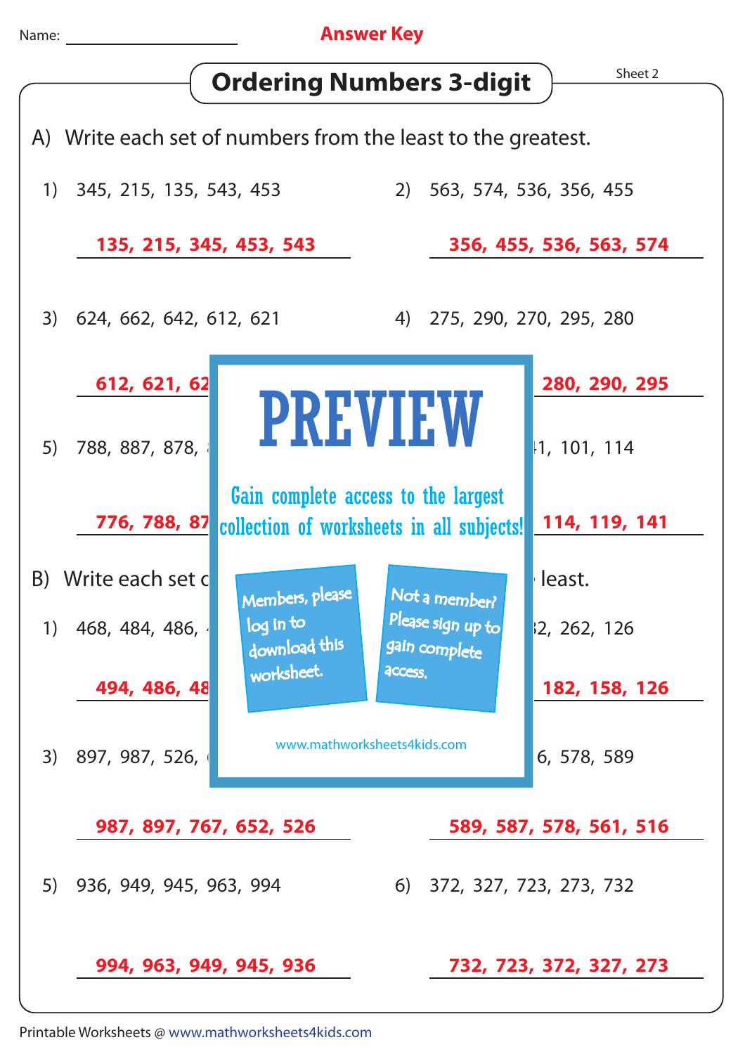Name: ____________________

**Answer Key**

# Ordering Numbers 3-digit

Sheet 2

A) Write each set of numbers from the least to the greatest.

1) 345, 215, 135, 543, 453

**135, 215, 345, 453, 543**

2) 563, 574, 536, 356, 455

**356, 455, 536, 563, 574**

3) 624, 662, 642, 612, 621

**612, 621, 62**

4) 275, 290, 270, 295, 280

**280, 290, 295**

5) 788, 887, 878,

**776, 788, 87**

1, 101, 114

**114, 119, 141**

PREVIEW

Gain complete access to the largest collection of worksheets in all subjects!

Members, please log in to download this worksheet.

Not a member? Please sign up to gain complete access.

www.mathworksheets4kids.com

B) Write each set

least.

1) 468, 484, 486,

**494, 486, 48**

2, 262, 126

**182, 158, 126**

3) 897, 987, 526,

**987, 897, 767, 652, 526**

6, 578, 589

**589, 587, 578, 561, 516**

5) 936, 949, 945, 963, 994

**994, 963, 949, 945, 936**

6) 372, 327, 723, 273, 732

**732, 723, 372, 327, 273**

Printable Worksheets @ www.mathworksheets4kids.com